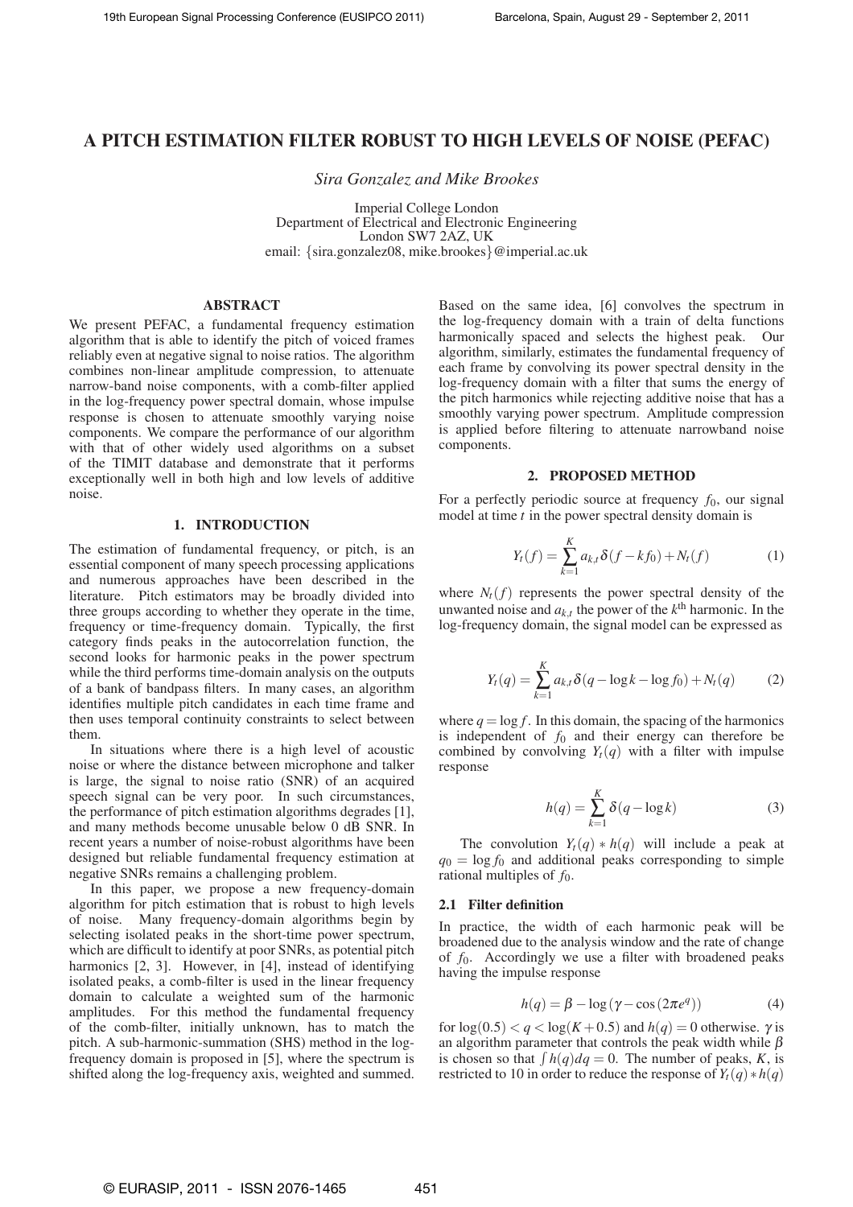# A PITCH ESTIMATION FILTER ROBUST TO HIGH LEVELS OF NOISE (PEFAC)

*Sira Gonzalez and Mike Brookes*

Imperial College London
Department of Electrical and Electronic Engineering
London SW7 2AZ, UK
email: {sira.gonzalez08, mike.brookes}@imperial.ac.uk

## ABSTRACT

We present PEFAC, a fundamental frequency estimation algorithm that is able to identify the pitch of voiced frames reliably even at negative signal to noise ratios. The algorithm combines non-linear amplitude compression, to attenuate narrow-band noise components, with a comb-filter applied in the log-frequency power spectral domain, whose impulse response is chosen to attenuate smoothly varying noise components. We compare the performance of our algorithm with that of other widely used algorithms on a subset of the TIMIT database and demonstrate that it performs exceptionally well in both high and low levels of additive noise.

## 1. INTRODUCTION

The estimation of fundamental frequency, or pitch, is an essential component of many speech processing applications and numerous approaches have been described in the literature. Pitch estimators may be broadly divided into three groups according to whether they operate in the time, frequency or time-frequency domain. Typically, the first category finds peaks in the autocorrelation function, the second looks for harmonic peaks in the power spectrum while the third performs time-domain analysis on the outputs of a bank of bandpass filters. In many cases, an algorithm identifies multiple pitch candidates in each time frame and then uses temporal continuity constraints to select between them.

In situations where there is a high level of acoustic noise or where the distance between microphone and talker is large, the signal to noise ratio (SNR) of an acquired speech signal can be very poor. In such circumstances, the performance of pitch estimation algorithms degrades [1], and many methods become unusable below 0 dB SNR. In recent years a number of noise-robust algorithms have been designed but reliable fundamental frequency estimation at negative SNRs remains a challenging problem.

In this paper, we propose a new frequency-domain algorithm for pitch estimation that is robust to high levels of noise. Many frequency-domain algorithms begin by selecting isolated peaks in the short-time power spectrum, which are difficult to identify at poor SNRs, as potential pitch harmonics [2, 3]. However, in [4], instead of identifying isolated peaks, a comb-filter is used in the linear frequency domain to calculate a weighted sum of the harmonic amplitudes. For this method the fundamental frequency of the comb-filter, initially unknown, has to match the pitch. A sub-harmonic-summation (SHS) method in the log-frequency domain is proposed in [5], where the spectrum is shifted along the log-frequency axis, weighted and summed. Based on the same idea, [6] convolves the spectrum in the log-frequency domain with a train of delta functions harmonically spaced and selects the highest peak. Our algorithm, similarly, estimates the fundamental frequency of each frame by convolving its power spectral density in the log-frequency domain with a filter that sums the energy of the pitch harmonics while rejecting additive noise that has a smoothly varying power spectrum. Amplitude compression is applied before filtering to attenuate narrowband noise components.

## 2. PROPOSED METHOD

For a perfectly periodic source at frequency $f_0$, our signal model at time $t$ in the power spectral density domain is

$$Y_t(f) = \sum_{k=1}^{K} a_{k,t}\,\delta(f - kf_0) + N_t(f) \tag{1}$$

where $N_t(f)$ represents the power spectral density of the unwanted noise and $a_{k,t}$ the power of the $k^{\text{th}}$ harmonic. In the log-frequency domain, the signal model can be expressed as

$$Y_t(q) = \sum_{k=1}^{K} a_{k,t}\,\delta(q - \log k - \log f_0) + N_t(q) \tag{2}$$

where $q = \log f$. In this domain, the spacing of the harmonics is independent of $f_0$ and their energy can therefore be combined by convolving $Y_t(q)$ with a filter with impulse response

$$h(q) = \sum_{k=1}^{K} \delta(q - \log k) \tag{3}$$

The convolution $Y_t(q) * h(q)$ will include a peak at $q_0 = \log f_0$ and additional peaks corresponding to simple rational multiples of $f_0$.

### 2.1 Filter definition

In practice, the width of each harmonic peak will be broadened due to the analysis window and the rate of change of $f_0$. Accordingly we use a filter with broadened peaks having the impulse response

$$h(q) = \beta - \log\left(\gamma - \cos(2\pi e^{q})\right) \tag{4}$$

for $\log(0.5) < q < \log(K + 0.5)$ and $h(q) = 0$ otherwise. $\gamma$ is an algorithm parameter that controls the peak width while $\beta$ is chosen so that $\int h(q)dq = 0$. The number of peaks, $K$, is restricted to 10 in order to reduce the response of $Y_t(q) * h(q)$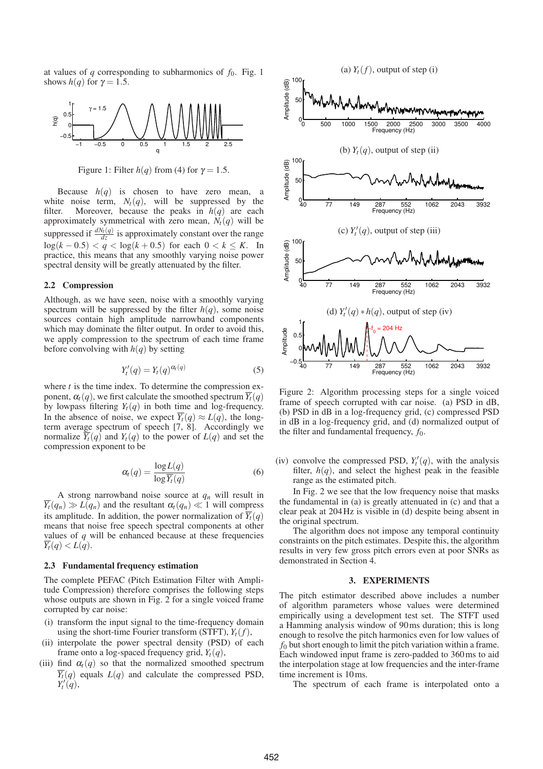at values of $q$ corresponding to subharmonics of $f_0$. Fig. 1 shows $h(q)$ for $\gamma = 1.5$.

Figure 1: Filter $h(q)$ from (4) for $\gamma = 1.5$.

Because $h(q)$ is chosen to have zero mean, a white noise term, $N_t(q)$, will be suppressed by the filter. Moreover, because the peaks in $h(q)$ are each approximately symmetrical with zero mean, $N_t(q)$ will be suppressed if $\frac{dN_t(q)}{dz}$ is approximately constant over the range $\log(k-0.5) < q < \log(k+0.5)$ for each $0 < k \leq K$. In practice, this means that any smoothly varying noise power spectral density will be greatly attenuated by the filter.

### 2.2 Compression

Although, as we have seen, noise with a smoothly varying spectrum will be suppressed by the filter $h(q)$, some noise sources contain high amplitude narrowband components which may dominate the filter output. In order to avoid this, we apply compression to the spectrum of each time frame before convolving with $h(q)$ by setting

$$Y_t'(q) = Y_t(q)^{\alpha_t(q)} \tag{5}$$

where $t$ is the time index. To determine the compression exponent, $\alpha_t(q)$, we first calculate the smoothed spectrum $\overline{Y_t}(q)$ by lowpass filtering $Y_t(q)$ in both time and log-frequency. In the absence of noise, we expect $\overline{Y_t}(q) \approx L(q)$, the long-term average spectrum of speech [7, 8]. Accordingly we normalize $\overline{Y_t}(q)$ and $Y_t(q)$ to the power of $L(q)$ and set the compression exponent to be

$$\alpha_t(q) = \frac{\log L(q)}{\log \overline{Y_t}(q)} \tag{6}$$

A strong narrowband noise source at $q_n$ will result in $\overline{Y_t}(q_n) \gg L(q_n)$ and the resultant $\alpha_t(q_n) \ll 1$ will compress its amplitude. In addition, the power normalization of $\overline{Y_t}(q)$ means that noise free speech spectral components at other values of $q$ will be enhanced because at these frequencies $\overline{Y_t}(q) < L(q)$.

### 2.3 Fundamental frequency estimation

The complete PEFAC (Pitch Estimation Filter with Amplitude Compression) therefore comprises the following steps whose outputs are shown in Fig. 2 for a single voiced frame corrupted by car noise:

(i) transform the input signal to the time-frequency domain using the short-time Fourier transform (STFT), $Y_t(f)$,

(ii) interpolate the power spectral density (PSD) of each frame onto a log-spaced frequency grid, $Y_t(q)$,

(iii) find $\alpha_t(q)$ so that the normalized smoothed spectrum $\overline{Y_t}(q)$ equals $L(q)$ and calculate the compressed PSD, $Y_t'(q)$,

(iv) convolve the compressed PSD, $Y_t'(q)$, with the analysis filter, $h(q)$, and select the highest peak in the feasible range as the estimated pitch.

Figure 2: Algorithm processing steps for a single voiced frame of speech corrupted with car noise. (a) PSD in dB, (b) PSD in dB in a log-frequency grid, (c) compressed PSD in dB in a log-frequency grid, and (d) normalized output of the filter and fundamental frequency, $f_0$.

In Fig. 2 we see that the low frequency noise that masks the fundamental in (a) is greatly attenuated in (c) and that a clear peak at 204 Hz is visible in (d) despite being absent in the original spectrum.

The algorithm does not impose any temporal continuity constraints on the pitch estimates. Despite this, the algorithm results in very few gross pitch errors even at poor SNRs as demonstrated in Section 4.

## 3. EXPERIMENTS

The pitch estimator described above includes a number of algorithm parameters whose values were determined empirically using a development test set. The STFT used a Hamming analysis window of 90 ms duration; this is long enough to resolve the pitch harmonics even for low values of $f_0$ but short enough to limit the pitch variation within a frame. Each windowed input frame is zero-padded to 360 ms to aid the interpolation stage at low frequencies and the inter-frame time increment is 10 ms.

The spectrum of each frame is interpolated onto a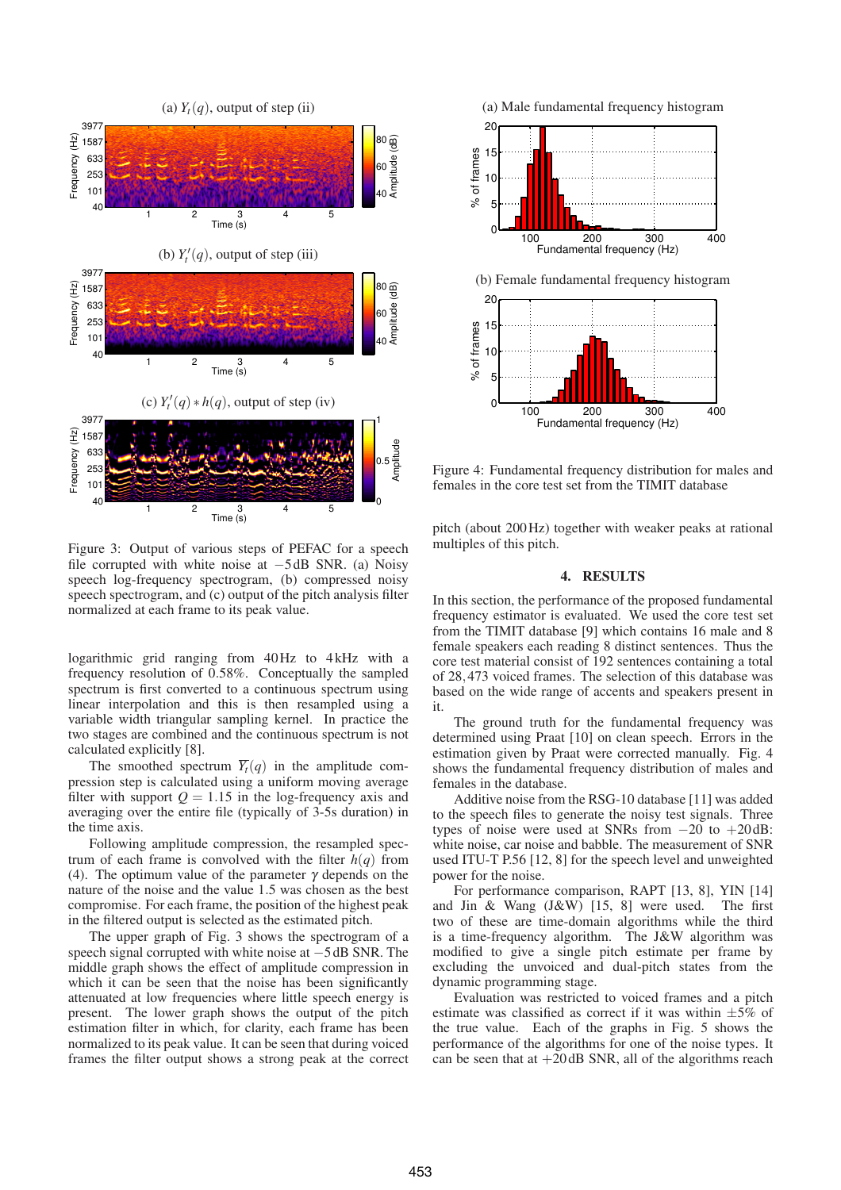Figure 3: Output of various steps of PEFAC for a speech file corrupted with white noise at $-5$dB SNR. (a) Noisy speech log-frequency spectrogram, (b) compressed noisy speech spectrogram, and (c) output of the pitch analysis filter normalized at each frame to its peak value.

logarithmic grid ranging from 40Hz to 4kHz with a frequency resolution of 0.58%. Conceptually the sampled spectrum is first converted to a continuous spectrum using linear interpolation and this is then resampled using a variable width triangular sampling kernel. In practice the two stages are combined and the continuous spectrum is not calculated explicitly [8].

The smoothed spectrum $\overline{Y_t}(q)$ in the amplitude compression step is calculated using a uniform moving average filter with support $Q = 1.15$ in the log-frequency axis and averaging over the entire file (typically of 3-5s duration) in the time axis.

Following amplitude compression, the resampled spectrum of each frame is convolved with the filter $h(q)$ from (4). The optimum value of the parameter $\gamma$ depends on the nature of the noise and the value 1.5 was chosen as the best compromise. For each frame, the position of the highest peak in the filtered output is selected as the estimated pitch.

The upper graph of Fig. 3 shows the spectrogram of a speech signal corrupted with white noise at $-5$dB SNR. The middle graph shows the effect of amplitude compression in which it can be seen that the noise has been significantly attenuated at low frequencies where little speech energy is present. The lower graph shows the output of the pitch estimation filter in which, for clarity, each frame has been normalized to its peak value. It can be seen that during voiced frames the filter output shows a strong peak at the correct pitch (about 200Hz) together with weaker peaks at rational multiples of this pitch.

Figure 4: Fundamental frequency distribution for males and females in the core test set from the TIMIT database

## 4. RESULTS

In this section, the performance of the proposed fundamental frequency estimator is evaluated. We used the core test set from the TIMIT database [9] which contains 16 male and 8 female speakers each reading 8 distinct sentences. Thus the core test material consist of 192 sentences containing a total of 28,473 voiced frames. The selection of this database was based on the wide range of accents and speakers present in it.

The ground truth for the fundamental frequency was determined using Praat [10] on clean speech. Errors in the estimation given by Praat were corrected manually. Fig. 4 shows the fundamental frequency distribution of males and females in the database.

Additive noise from the RSG-10 database [11] was added to the speech files to generate the noisy test signals. Three types of noise were used at SNRs from $-20$ to $+20$dB: white noise, car noise and babble. The measurement of SNR used ITU-T P.56 [12, 8] for the speech level and unweighted power for the noise.

For performance comparison, RAPT [13, 8], YIN [14] and Jin & Wang (J&W) [15, 8] were used. The first two of these are time-domain algorithms while the third is a time-frequency algorithm. The J&W algorithm was modified to give a single pitch estimate per frame by excluding the unvoiced and dual-pitch states from the dynamic programming stage.

Evaluation was restricted to voiced frames and a pitch estimate was classified as correct if it was within $\pm 5\%$ of the true value. Each of the graphs in Fig. 5 shows the performance of the algorithms for one of the noise types. It can be seen that at $+20$dB SNR, all of the algorithms reach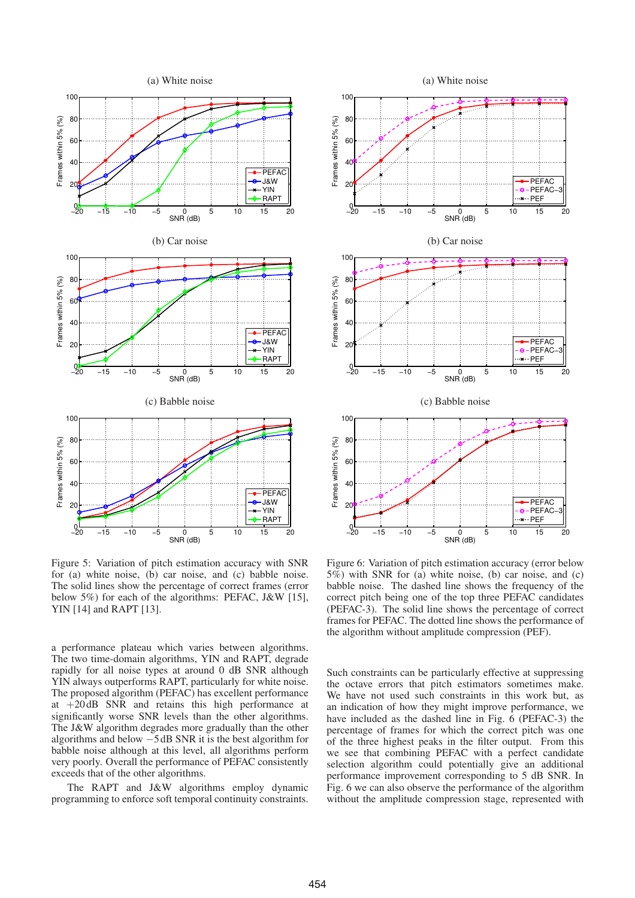Figure 5: Variation of pitch estimation accuracy with SNR for (a) white noise, (b) car noise, and (c) babble noise. The solid lines show the percentage of correct frames (error below 5%) for each of the algorithms: PEFAC, J&W [15], YIN [14] and RAPT [13].

Figure 6: Variation of pitch estimation accuracy (error below 5%) with SNR for (a) white noise, (b) car noise, and (c) babble noise. The dashed line shows the frequency of the correct pitch being one of the top three PEFAC candidates (PEFAC-3). The solid line shows the percentage of correct frames for PEFAC. The dotted line shows the performance of the algorithm without amplitude compression (PEF).

a performance plateau which varies between algorithms. The two time-domain algorithms, YIN and RAPT, degrade rapidly for all noise types at around 0 dB SNR although YIN always outperforms RAPT, particularly for white noise. The proposed algorithm (PEFAC) has excellent performance at $+20$ dB SNR and retains this high performance at significantly worse SNR levels than the other algorithms. The J&W algorithm degrades more gradually than the other algorithms and below $-5$ dB SNR it is the best algorithm for babble noise although at this level, all algorithms perform very poorly. Overall the performance of PEFAC consistently exceeds that of the other algorithms.

The RAPT and J&W algorithms employ dynamic programming to enforce soft temporal continuity constraints. Such constraints can be particularly effective at suppressing the octave errors that pitch estimators sometimes make. We have not used such constraints in this work but, as an indication of how they might improve performance, we have included as the dashed line in Fig. 6 (PEFAC-3) the percentage of frames for which the correct pitch was one of the three highest peaks in the filter output. From this we see that combining PEFAC with a perfect candidate selection algorithm could potentially give an additional performance improvement corresponding to 5 dB SNR. In Fig. 6 we can also observe the performance of the algorithm without the amplitude compression stage, represented with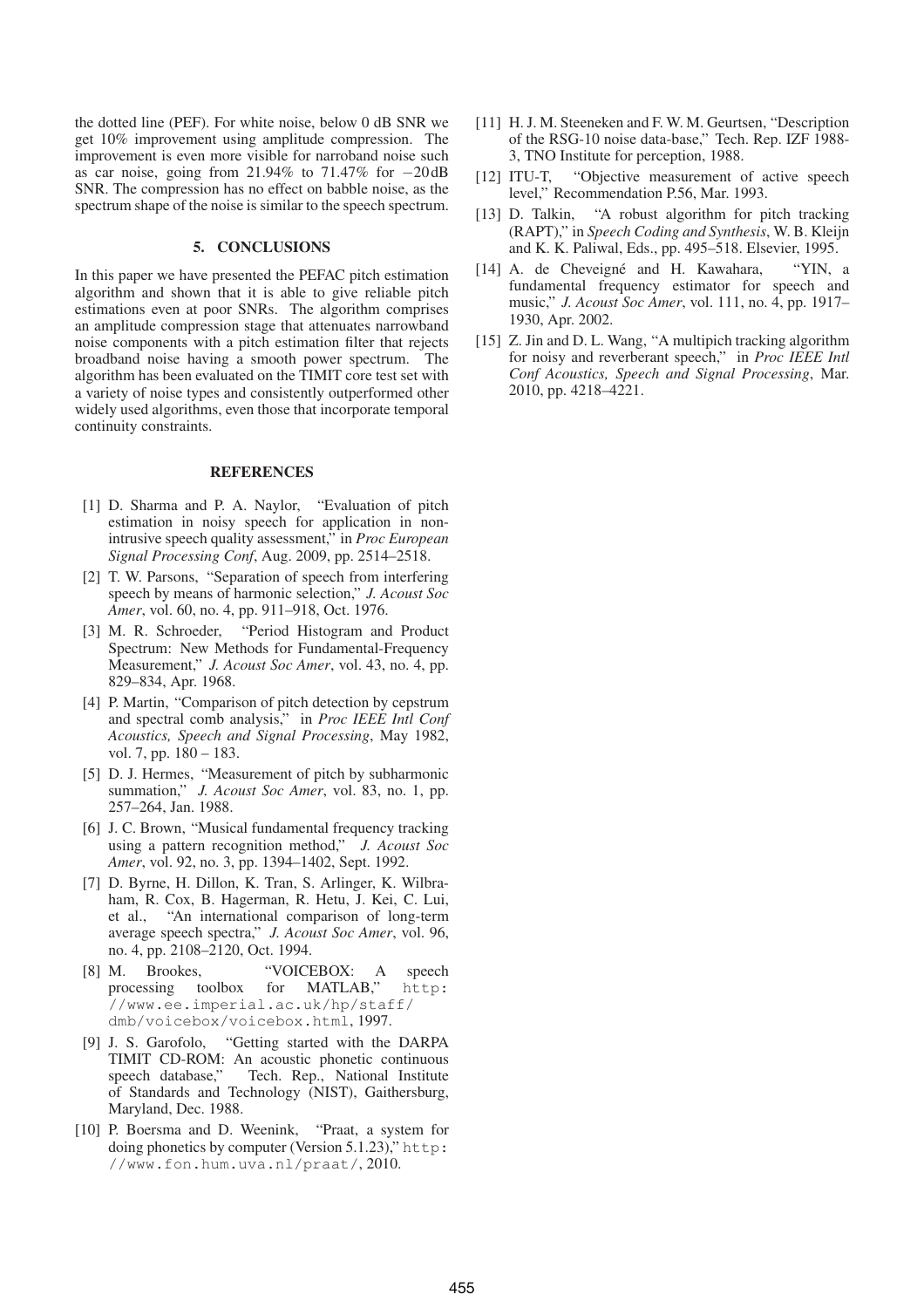the dotted line (PEF). For white noise, below 0 dB SNR we get 10% improvement using amplitude compression. The improvement is even more visible for narroband noise such as car noise, going from 21.94% to 71.47% for $-20$dB SNR. The compression has no effect on babble noise, as the spectrum shape of the noise is similar to the speech spectrum.

## 5. CONCLUSIONS

In this paper we have presented the PEFAC pitch estimation algorithm and shown that it is able to give reliable pitch estimations even at poor SNRs. The algorithm comprises an amplitude compression stage that attenuates narrowband noise components with a pitch estimation filter that rejects broadband noise having a smooth power spectrum. The algorithm has been evaluated on the TIMIT core test set with a variety of noise types and consistently outperformed other widely used algorithms, even those that incorporate temporal continuity constraints.

## REFERENCES

[1] D. Sharma and P. A. Naylor, "Evaluation of pitch estimation in noisy speech for application in non-intrusive speech quality assessment," in *Proc European Signal Processing Conf*, Aug. 2009, pp. 2514–2518.

[2] T. W. Parsons, "Separation of speech from interfering speech by means of harmonic selection," *J. Acoust Soc Amer*, vol. 60, no. 4, pp. 911–918, Oct. 1976.

[3] M. R. Schroeder, "Period Histogram and Product Spectrum: New Methods for Fundamental-Frequency Measurement," *J. Acoust Soc Amer*, vol. 43, no. 4, pp. 829–834, Apr. 1968.

[4] P. Martin, "Comparison of pitch detection by cepstrum and spectral comb analysis," in *Proc IEEE Intl Conf Acoustics, Speech and Signal Processing*, May 1982, vol. 7, pp. 180 – 183.

[5] D. J. Hermes, "Measurement of pitch by subharmonic summation," *J. Acoust Soc Amer*, vol. 83, no. 1, pp. 257–264, Jan. 1988.

[6] J. C. Brown, "Musical fundamental frequency tracking using a pattern recognition method," *J. Acoust Soc Amer*, vol. 92, no. 3, pp. 1394–1402, Sept. 1992.

[7] D. Byrne, H. Dillon, K. Tran, S. Arlinger, K. Wilbraham, R. Cox, B. Hagerman, R. Hetu, J. Kei, C. Lui, et al., "An international comparison of long-term average speech spectra," *J. Acoust Soc Amer*, vol. 96, no. 4, pp. 2108–2120, Oct. 1994.

[8] M. Brookes, "VOICEBOX: A speech processing toolbox for MATLAB," http://www.ee.imperial.ac.uk/hp/staff/dmb/voicebox/voicebox.html, 1997.

[9] J. S. Garofolo, "Getting started with the DARPA TIMIT CD-ROM: An acoustic phonetic continuous speech database," Tech. Rep., National Institute of Standards and Technology (NIST), Gaithersburg, Maryland, Dec. 1988.

[10] P. Boersma and D. Weenink, "Praat, a system for doing phonetics by computer (Version 5.1.23)," http://www.fon.hum.uva.nl/praat/, 2010.

[11] H. J. M. Steeneken and F. W. M. Geurtsen, "Description of the RSG-10 noise data-base," Tech. Rep. IZF 1988-3, TNO Institute for perception, 1988.

[12] ITU-T, "Objective measurement of active speech level," Recommendation P.56, Mar. 1993.

[13] D. Talkin, "A robust algorithm for pitch tracking (RAPT)," in *Speech Coding and Synthesis*, W. B. Kleijn and K. K. Paliwal, Eds., pp. 495–518. Elsevier, 1995.

[14] A. de Cheveigné and H. Kawahara, "YIN, a fundamental frequency estimator for speech and music," *J. Acoust Soc Amer*, vol. 111, no. 4, pp. 1917–1930, Apr. 2002.

[15] Z. Jin and D. L. Wang, "A multipich tracking algorithm for noisy and reverberant speech," in *Proc IEEE Intl Conf Acoustics, Speech and Signal Processing*, Mar. 2010, pp. 4218–4221.